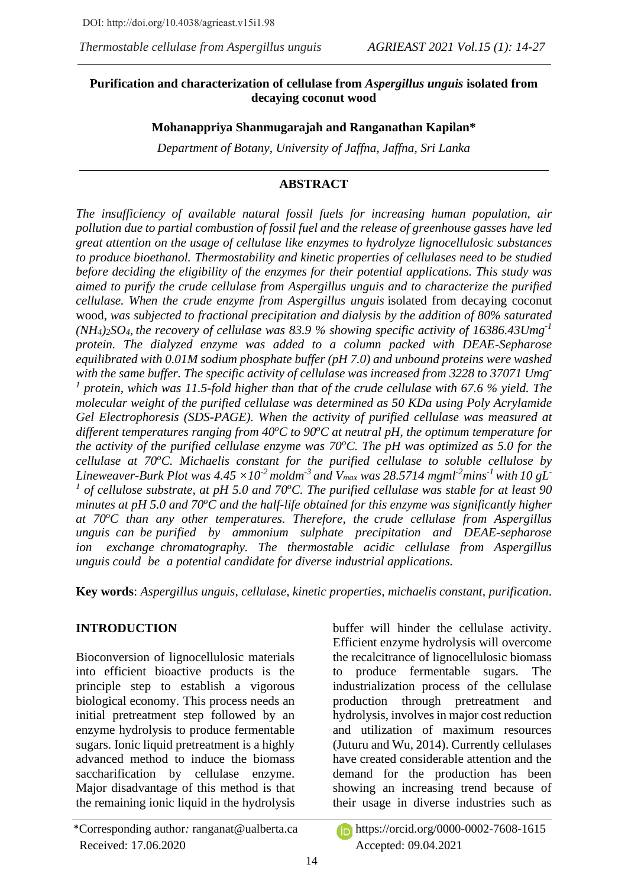DOI: http://doi.org/10.4038/agrieast.v15i1.98

# Purification and characterization of cellulase from *Aspergillus unguis* isolated from decaying coconut wood

**Mohanappriya Shanmugarajah and Ranganathan Kapilan***

*Department of Botany, University of Jaffna, Jaffna, Sri Lanka*

## ABSTRACT

*The insufficiency of available natural fossil fuels for increasing human population, air pollution due to partial combustion of fossil fuel and the release of greenhouse gasses have led great attention on the usage of cellulase like enzymes to hydrolyze lignocellulosic substances to produce bioethanol. Thermostability and kinetic properties of cellulases need to be studied before deciding the eligibility of the enzymes for their potential applications. This study was aimed to purify the crude cellulase from Aspergillus unguis and to characterize the purified cellulase. When the crude enzyme from Aspergillus unguis* isolated from decaying coconut wood, *was subjected to fractional precipitation and dialysis by the addition of 80% saturated $(NH_4)_2SO_4$, the recovery of cellulase was 83.9 % showing specific activity of 16386.43Umg$^{-1}$ protein. The dialyzed enzyme was added to a column packed with DEAE-Sepharose equilibrated with 0.01M sodium phosphate buffer (pH 7.0) and unbound proteins were washed with the same buffer. The specific activity of cellulase was increased from 3228 to 37071 Umg$^{-1}$ protein, which was 11.5-fold higher than that of the crude cellulase with 67.6 % yield. The molecular weight of the purified cellulase was determined as 50 KDa using Poly Acrylamide Gel Electrophoresis (SDS-PAGE). When the activity of purified cellulase was measured at different temperatures ranging from 40$^o$C to 90$^o$C at neutral pH, the optimum temperature for the activity of the purified cellulase enzyme was 70$^o$C. The pH was optimized as 5.0 for the cellulase at 70$^o$C. Michaelis constant for the purified cellulase to soluble cellulose by Lineweaver-Burk Plot was $4.45 \times 10^{-2}$ moldm$^{-3}$ and $V_{max}$ was 28.5714 mgml$^{-2}$mins$^{-1}$ with 10 gL$^{-1}$ of cellulose substrate, at pH 5.0 and 70$^o$C. The purified cellulase was stable for at least 90 minutes at pH 5.0 and 70$^o$C and the half-life obtained for this enzyme was significantly higher at 70$^o$C than any other temperatures. Therefore, the crude cellulase from Aspergillus unguis can be purified by ammonium sulphate precipitation and DEAE-sepharose ion exchange chromatography. The thermostable acidic cellulase from Aspergillus unguis could be a potential candidate for diverse industrial applications.*

**Key words**: *Aspergillus unguis, cellulase, kinetic properties, michaelis constant, purification*.

## INTRODUCTION

Bioconversion of lignocellulosic materials into efficient bioactive products is the principle step to establish a vigorous biological economy. This process needs an initial pretreatment step followed by an enzyme hydrolysis to produce fermentable sugars. Ionic liquid pretreatment is a highly advanced method to induce the biomass saccharification by cellulase enzyme. Major disadvantage of this method is that the remaining ionic liquid in the hydrolysis buffer will hinder the cellulase activity. Efficient enzyme hydrolysis will overcome the recalcitrance of lignocellulosic biomass to produce fermentable sugars. The industrialization process of the cellulase production through pretreatment and hydrolysis, involves in major cost reduction and utilization of maximum resources (Juturu and Wu, 2014). Currently cellulases have created considerable attention and the demand for the production has been showing an increasing trend because of their usage in diverse industries such as

*Corresponding author: ranganat@ualberta.ca
https://orcid.org/0000-0002-7608-1615
Received: 17.06.2020
Accepted: 09.04.2021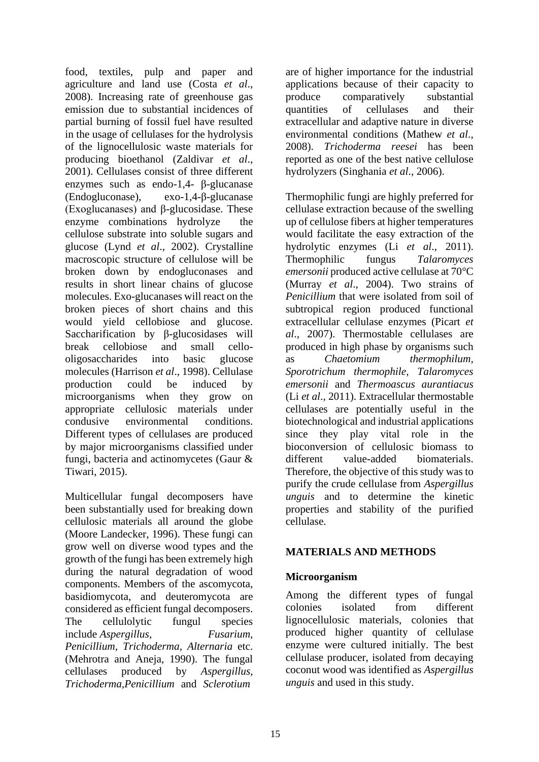food, textiles, pulp and paper and agriculture and land use (Costa *et al*., 2008). Increasing rate of greenhouse gas emission due to substantial incidences of partial burning of fossil fuel have resulted in the usage of cellulases for the hydrolysis of the lignocellulosic waste materials for producing bioethanol (Zaldivar *et al*., 2001). Cellulases consist of three different enzymes such as endo-1,4- β-glucanase (Endogluconase), exo-1,4-β-glucanase (Exoglucanases) and β-glucosidase. These enzyme combinations hydrolyze the cellulose substrate into soluble sugars and glucose (Lynd *et al*., 2002). Crystalline macroscopic structure of cellulose will be broken down by endogluconases and results in short linear chains of glucose molecules. Exo-glucanases will react on the broken pieces of short chains and this would yield cellobiose and glucose. Saccharification by β-glucosidases will break cellobiose and small cello-oligosaccharides into basic glucose molecules (Harrison *et al*., 1998). Cellulase production could be induced by microorganisms when they grow on appropriate cellulosic materials under condusive environmental conditions. Different types of cellulases are produced by major microorganisms classified under fungi, bacteria and actinomycetes (Gaur & Tiwari, 2015).

Multicellular fungal decomposers have been substantially used for breaking down cellulosic materials all around the globe (Moore Landecker, 1996). These fungi can grow well on diverse wood types and the growth of the fungi has been extremely high during the natural degradation of wood components. Members of the ascomycota, basidiomycota, and deuteromycota are considered as efficient fungal decomposers. The cellulolytic fungul species include *Aspergillus, Fusarium, Penicillium, Trichoderma, Alternaria* etc. (Mehrotra and Aneja, 1990). The fungal cellulases produced by *Aspergillus, Trichoderma,Penicillium* and *Sclerotium* are of higher importance for the industrial applications because of their capacity to produce comparatively substantial quantities of cellulases and their extracellular and adaptive nature in diverse environmental conditions (Mathew *et al*., 2008). *Trichoderma reesei* has been reported as one of the best native cellulose hydrolyzers (Singhania *et al*., 2006).

Thermophilic fungi are highly preferred for cellulase extraction because of the swelling up of cellulose fibers at higher temperatures would facilitate the easy extraction of the hydrolytic enzymes (Li *et al*., 2011). Thermophilic fungus *Talaromyces emersonii* produced active cellulase at 70°C (Murray *et al*., 2004). Two strains of *Penicillium* that were isolated from soil of subtropical region produced functional extracellular cellulase enzymes (Picart *et al*., 2007). Thermostable cellulases are produced in high phase by organisms such as *Chaetomium thermophilum, Sporotrichum thermophile, Talaromyces emersonii* and *Thermoascus aurantiacus* (Li *et al*., 2011). Extracellular thermostable cellulases are potentially useful in the biotechnological and industrial applications since they play vital role in the bioconversion of cellulosic biomass to different value-added biomaterials. Therefore, the objective of this study was to purify the crude cellulase from *Aspergillus unguis* and to determine the kinetic properties and stability of the purified cellulase.

## MATERIALS AND METHODS

### Microorganism

Among the different types of fungal colonies isolated from different lignocellulosic materials, colonies that produced higher quantity of cellulase enzyme were cultured initially. The best cellulase producer, isolated from decaying coconut wood was identified as *Aspergillus unguis* and used in this study.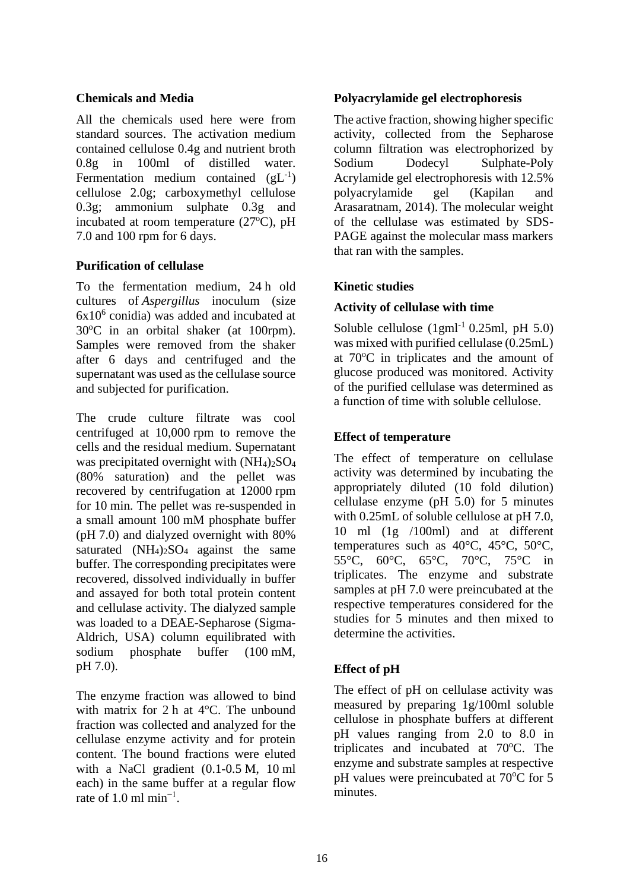### Chemicals and Media

All the chemicals used here were from standard sources. The activation medium contained cellulose 0.4g and nutrient broth 0.8g in 100ml of distilled water. Fermentation medium contained ($gL^{-1}$) cellulose 2.0g; carboxymethyl cellulose 0.3g; ammonium sulphate 0.3g and incubated at room temperature (27$^o$C), pH 7.0 and 100 rpm for 6 days.

### Purification of cellulase

To the fermentation medium, 24 h old cultures of *Aspergillus* inoculum (size $6x10^6$ conidia) was added and incubated at 30$^o$C in an orbital shaker (at 100rpm). Samples were removed from the shaker after 6 days and centrifuged and the supernatant was used as the cellulase source and subjected for purification.

The crude culture filtrate was cool centrifuged at 10,000 rpm to remove the cells and the residual medium. Supernatant was precipitated overnight with $(NH_4)_2SO_4$ (80% saturation) and the pellet was recovered by centrifugation at 12000 rpm for 10 min. The pellet was re-suspended in a small amount 100 mM phosphate buffer (pH 7.0) and dialyzed overnight with 80% saturated $(NH_4)_2SO_4$ against the same buffer. The corresponding precipitates were recovered, dissolved individually in buffer and assayed for both total protein content and cellulase activity. The dialyzed sample was loaded to a DEAE-Sepharose (Sigma-Aldrich, USA) column equilibrated with sodium phosphate buffer (100 mM, pH 7.0).

The enzyme fraction was allowed to bind with matrix for 2 h at 4°C. The unbound fraction was collected and analyzed for the cellulase enzyme activity and for protein content. The bound fractions were eluted with a NaCl gradient (0.1-0.5 M, 10 ml each) in the same buffer at a regular flow rate of 1.0 ml $min^{-1}$.

### Polyacrylamide gel electrophoresis

The active fraction, showing higher specific activity, collected from the Sepharose column filtration was electrophorized by Sodium Dodecyl Sulphate-Poly Acrylamide gel electrophoresis with 12.5% polyacrylamide gel (Kapilan and Arasaratnam, 2014). The molecular weight of the cellulase was estimated by SDS-PAGE against the molecular mass markers that ran with the samples.

### Kinetic studies

#### Activity of cellulase with time

Soluble cellulose (1$gml^{-1}$ 0.25ml, pH 5.0) was mixed with purified cellulase (0.25mL) at 70$^o$C in triplicates and the amount of glucose produced was monitored. Activity of the purified cellulase was determined as a function of time with soluble cellulose.

### Effect of temperature

The effect of temperature on cellulase activity was determined by incubating the appropriately diluted (10 fold dilution) cellulase enzyme (pH 5.0) for 5 minutes with 0.25mL of soluble cellulose at pH 7.0, 10 ml (1g /100ml) and at different temperatures such as 40°C, 45°C, 50°C, 55°C, 60°C, 65°C, 70°C, 75°C in triplicates. The enzyme and substrate samples at pH 7.0 were preincubated at the respective temperatures considered for the studies for 5 minutes and then mixed to determine the activities.

### Effect of pH

The effect of pH on cellulase activity was measured by preparing 1g/100ml soluble cellulose in phosphate buffers at different pH values ranging from 2.0 to 8.0 in triplicates and incubated at 70$^o$C. The enzyme and substrate samples at respective pH values were preincubated at 70$^o$C for 5 minutes.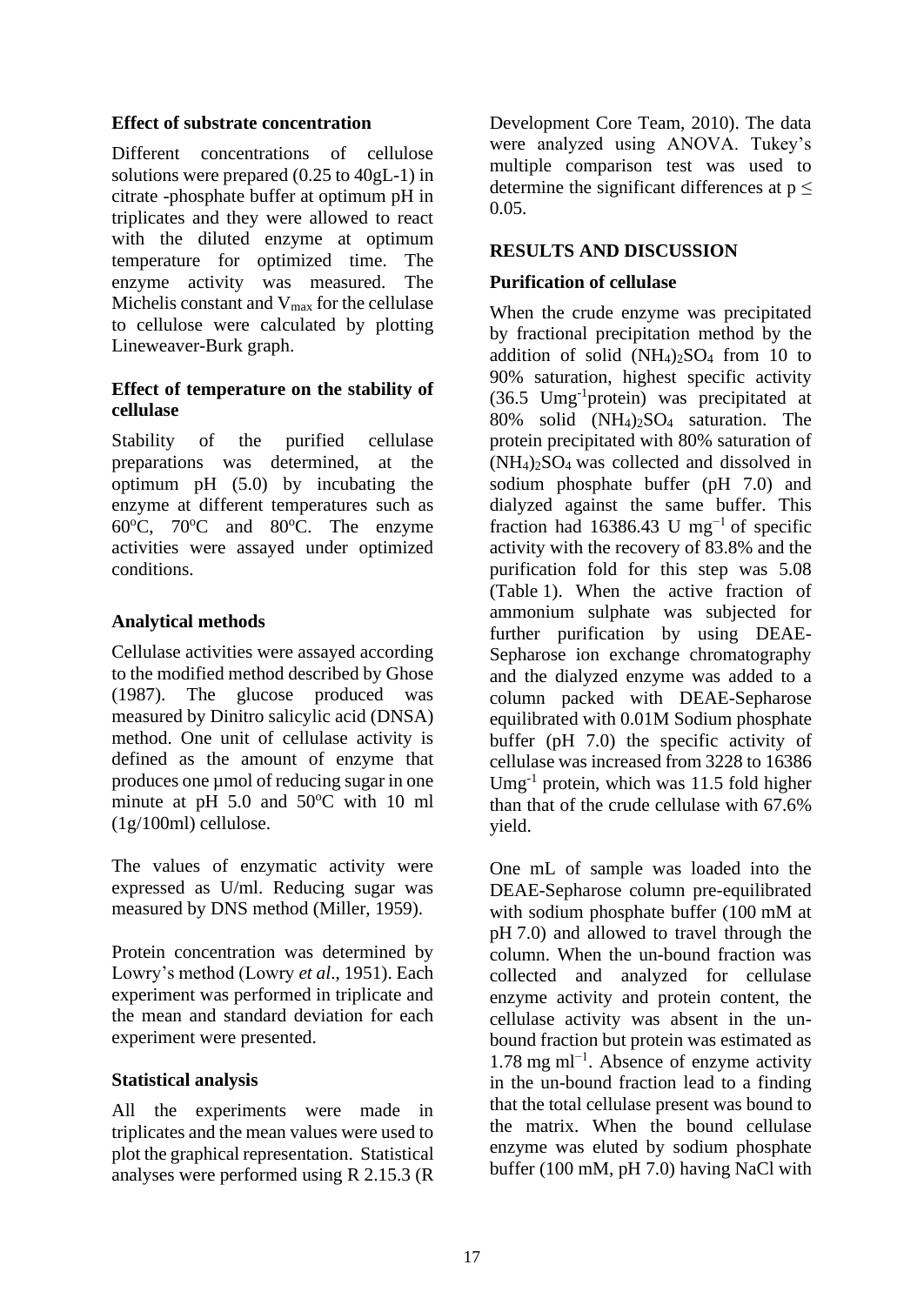### Effect of substrate concentration

Different concentrations of cellulose solutions were prepared (0.25 to 40gL-1) in citrate -phosphate buffer at optimum pH in triplicates and they were allowed to react with the diluted enzyme at optimum temperature for optimized time. The enzyme activity was measured. The Michelis constant and $V_{max}$ for the cellulase to cellulose were calculated by plotting Lineweaver-Burk graph.

### Effect of temperature on the stability of cellulase

Stability of the purified cellulase preparations was determined, at the optimum pH (5.0) by incubating the enzyme at different temperatures such as 60°C, 70°C and 80°C. The enzyme activities were assayed under optimized conditions.

### Analytical methods

Cellulase activities were assayed according to the modified method described by Ghose (1987). The glucose produced was measured by Dinitro salicylic acid (DNSA) method. One unit of cellulase activity is defined as the amount of enzyme that produces one µmol of reducing sugar in one minute at pH 5.0 and 50°C with 10 ml (1g/100ml) cellulose.

The values of enzymatic activity were expressed as U/ml. Reducing sugar was measured by DNS method (Miller, 1959).

Protein concentration was determined by Lowry's method (Lowry *et al*., 1951). Each experiment was performed in triplicate and the mean and standard deviation for each experiment were presented.

### Statistical analysis

All the experiments were made in triplicates and the mean values were used to plot the graphical representation. Statistical analyses were performed using R 2.15.3 (R Development Core Team, 2010). The data were analyzed using ANOVA. Tukey's multiple comparison test was used to determine the significant differences at $p \leq 0.05$.

## RESULTS AND DISCUSSION

### Purification of cellulase

When the crude enzyme was precipitated by fractional precipitation method by the addition of solid $(NH_4)_2SO_4$ from 10 to 90% saturation, highest specific activity (36.5 $Umg^{-1}$protein) was precipitated at 80% solid $(NH_4)_2SO_4$ saturation. The protein precipitated with 80% saturation of $(NH_4)_2SO_4$ was collected and dissolved in sodium phosphate buffer (pH 7.0) and dialyzed against the same buffer. This fraction had 16386.43 U $mg^{-1}$ of specific activity with the recovery of 83.8% and the purification fold for this step was 5.08 (Table 1). When the active fraction of ammonium sulphate was subjected for further purification by using DEAE-Sepharose ion exchange chromatography and the dialyzed enzyme was added to a column packed with DEAE-Sepharose equilibrated with 0.01M Sodium phosphate buffer (pH 7.0) the specific activity of cellulase was increased from 3228 to 16386 $Umg^{-1}$ protein, which was 11.5 fold higher than that of the crude cellulase with 67.6% yield.

One mL of sample was loaded into the DEAE-Sepharose column pre-equilibrated with sodium phosphate buffer (100 mM at pH 7.0) and allowed to travel through the column. When the un-bound fraction was collected and analyzed for cellulase enzyme activity and protein content, the cellulase activity was absent in the un-bound fraction but protein was estimated as 1.78 mg $ml^{-1}$. Absence of enzyme activity in the un-bound fraction lead to a finding that the total cellulase present was bound to the matrix. When the bound cellulase enzyme was eluted by sodium phosphate buffer (100 mM, pH 7.0) having NaCl with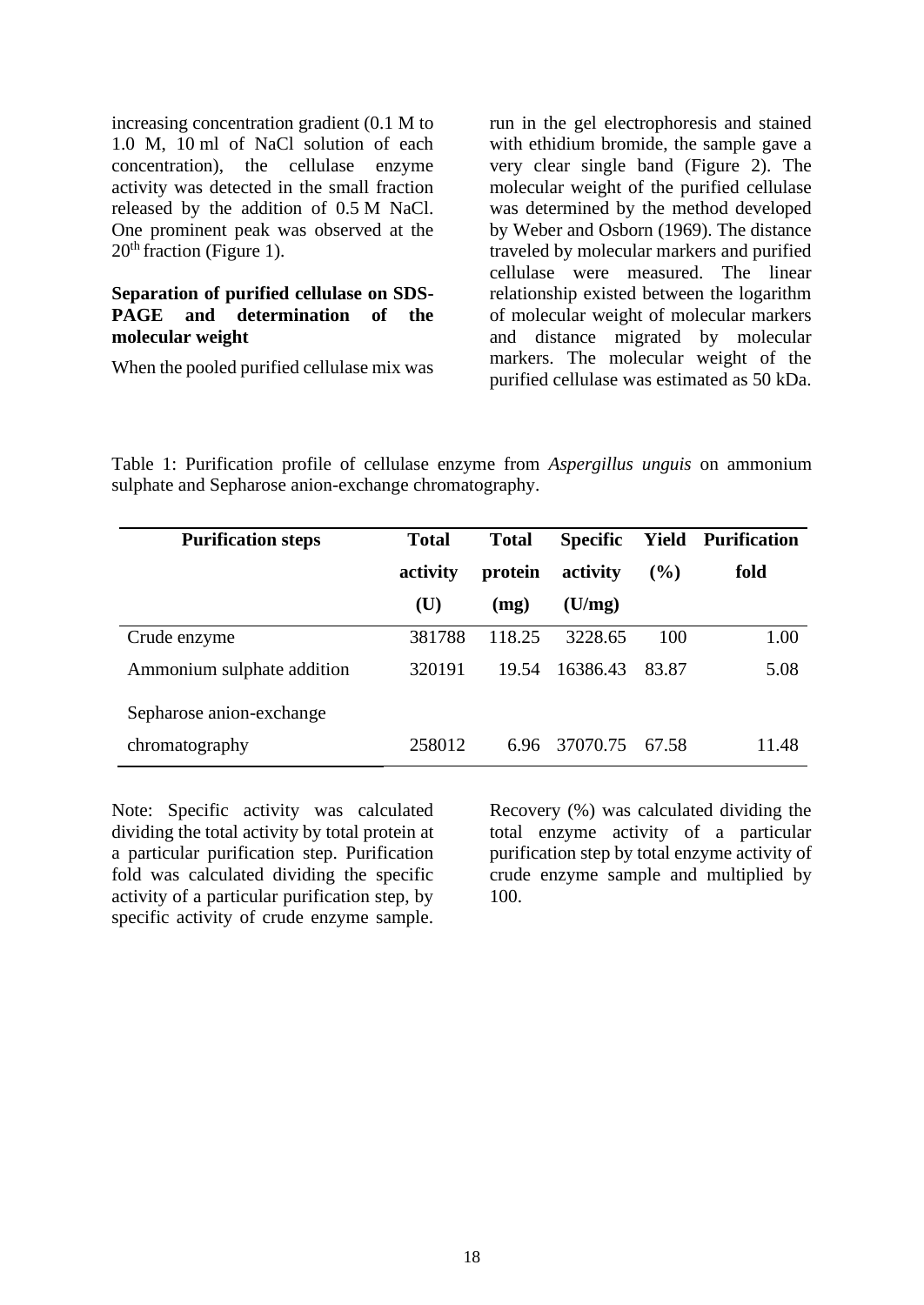increasing concentration gradient (0.1 M to 1.0 M, 10 ml of NaCl solution of each concentration), the cellulase enzyme activity was detected in the small fraction released by the addition of 0.5 M NaCl. One prominent peak was observed at the $20^{th}$ fraction (Figure 1).

**Separation of purified cellulase on SDS-PAGE and determination of the molecular weight**

When the pooled purified cellulase mix was run in the gel electrophoresis and stained with ethidium bromide, the sample gave a very clear single band (Figure 2). The molecular weight of the purified cellulase was determined by the method developed by Weber and Osborn (1969). The distance traveled by molecular markers and purified cellulase were measured. The linear relationship existed between the logarithm of molecular weight of molecular markers and distance migrated by molecular markers. The molecular weight of the purified cellulase was estimated as 50 kDa.

Table 1: Purification profile of cellulase enzyme from *Aspergillus unguis* on ammonium sulphate and Sepharose anion-exchange chromatography.

| Purification steps | Total activity (U) | Total protein (mg) | Specific activity (U/mg) | Yield (%) | Purification fold |
|---|---|---|---|---|---|
| Crude enzyme | 381788 | 118.25 | 3228.65 | 100 | 1.00 |
| Ammonium sulphate addition | 320191 | 19.54 | 16386.43 | 83.87 | 5.08 |
| Sepharose anion-exchange chromatography | 258012 | 6.96 | 37070.75 | 67.58 | 11.48 |

Note: Specific activity was calculated dividing the total activity by total protein at a particular purification step. Purification fold was calculated dividing the specific activity of a particular purification step, by specific activity of crude enzyme sample. Recovery (%) was calculated dividing the total enzyme activity of a particular purification step by total enzyme activity of crude enzyme sample and multiplied by 100.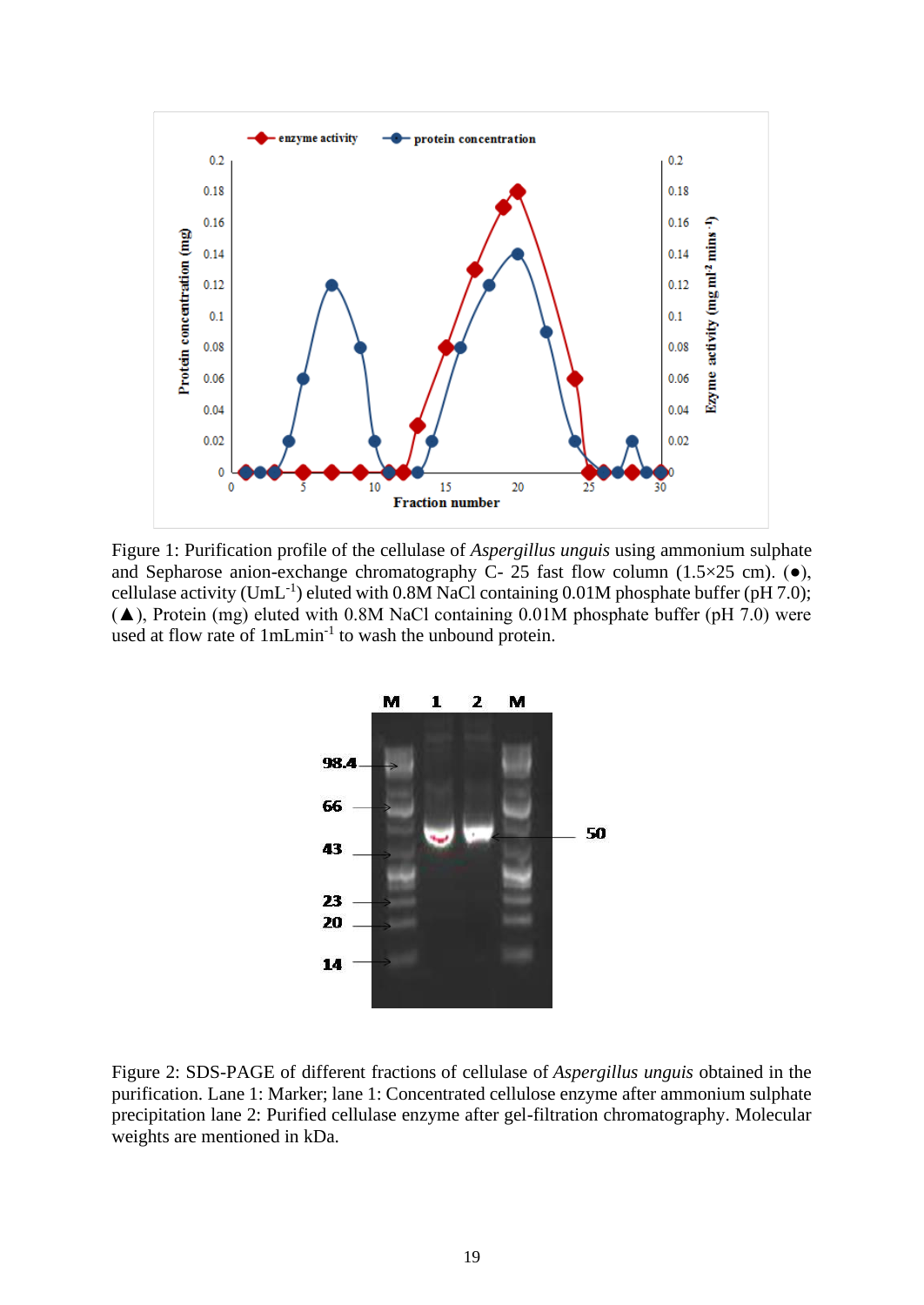Figure 1: Purification profile of the cellulase of *Aspergillus unguis* using ammonium sulphate and Sepharose anion-exchange chromatography C- 25 fast flow column (1.5×25 cm). (●), cellulase activity ($UmL^{-1}$) eluted with 0.8M NaCl containing 0.01M phosphate buffer (pH 7.0); (▲), Protein (mg) eluted with 0.8M NaCl containing 0.01M phosphate buffer (pH 7.0) were used at flow rate of $1mLmin^{-1}$ to wash the unbound protein.

Figure 2: SDS-PAGE of different fractions of cellulase of *Aspergillus unguis* obtained in the purification. Lane 1: Marker; lane 1: Concentrated cellulose enzyme after ammonium sulphate precipitation lane 2: Purified cellulase enzyme after gel-filtration chromatography. Molecular weights are mentioned in kDa.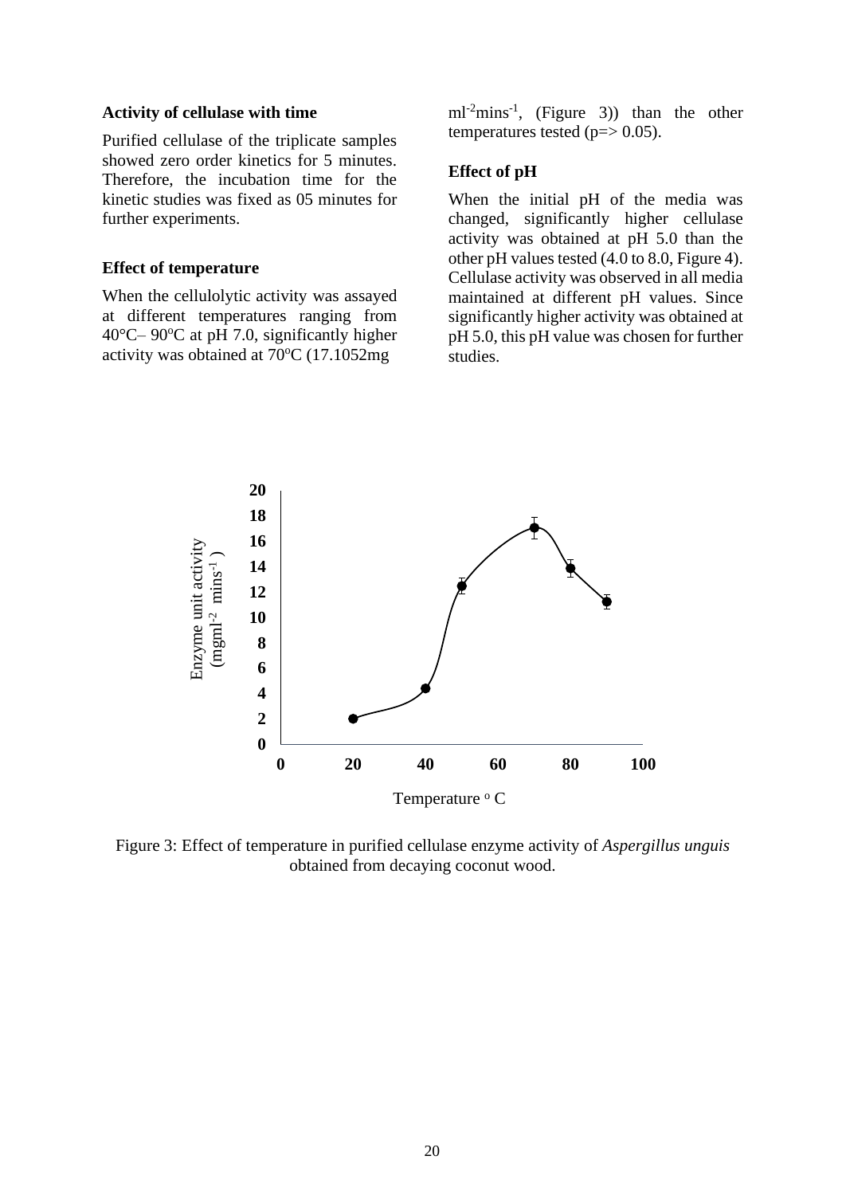### Activity of cellulase with time

Purified cellulase of the triplicate samples showed zero order kinetics for 5 minutes. Therefore, the incubation time for the kinetic studies was fixed as 05 minutes for further experiments.

### Effect of temperature

When the cellulolytic activity was assayed at different temperatures ranging from 40°C– 90°C at pH 7.0, significantly higher activity was obtained at 70°C (17.1052mg $ml^{-2}mins^{-1}$, (Figure 3)) than the other temperatures tested ($p \Rightarrow 0.05$).

### Effect of pH

When the initial pH of the media was changed, significantly higher cellulase activity was obtained at pH 5.0 than the other pH values tested (4.0 to 8.0, Figure 4). Cellulase activity was observed in all media maintained at different pH values. Since significantly higher activity was obtained at pH 5.0, this pH value was chosen for further studies.

Figure 3: Effect of temperature in purified cellulase enzyme activity of *Aspergillus unguis* obtained from decaying coconut wood.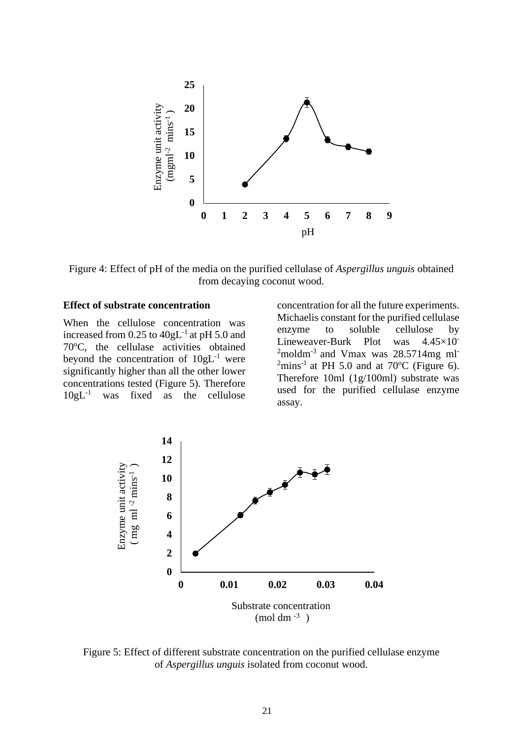Figure 4: Effect of pH of the media on the purified cellulase of *Aspergillus unguis* obtained from decaying coconut wood.

**Effect of substrate concentration**

When the cellulose concentration was increased from 0.25 to $40gL^{-1}$ at pH 5.0 and 70ºC, the cellulase activities obtained beyond the concentration of $10gL^{-1}$ were significantly higher than all the other lower concentrations tested (Figure 5). Therefore $10gL^{-1}$ was fixed as the cellulose concentration for all the future experiments. Michaelis constant for the purified cellulase enzyme to soluble cellulose by Lineweaver-Burk Plot was $4.45\times10^{-2}$moldm$^{-3}$ and Vmax was 28.5714mg ml$^{-2}$mins$^{-1}$ at PH 5.0 and at 70ºC (Figure 6). Therefore 10ml (1g/100ml) substrate was used for the purified cellulase enzyme assay.

Figure 5: Effect of different substrate concentration on the purified cellulase enzyme of *Aspergillus unguis* isolated from coconut wood.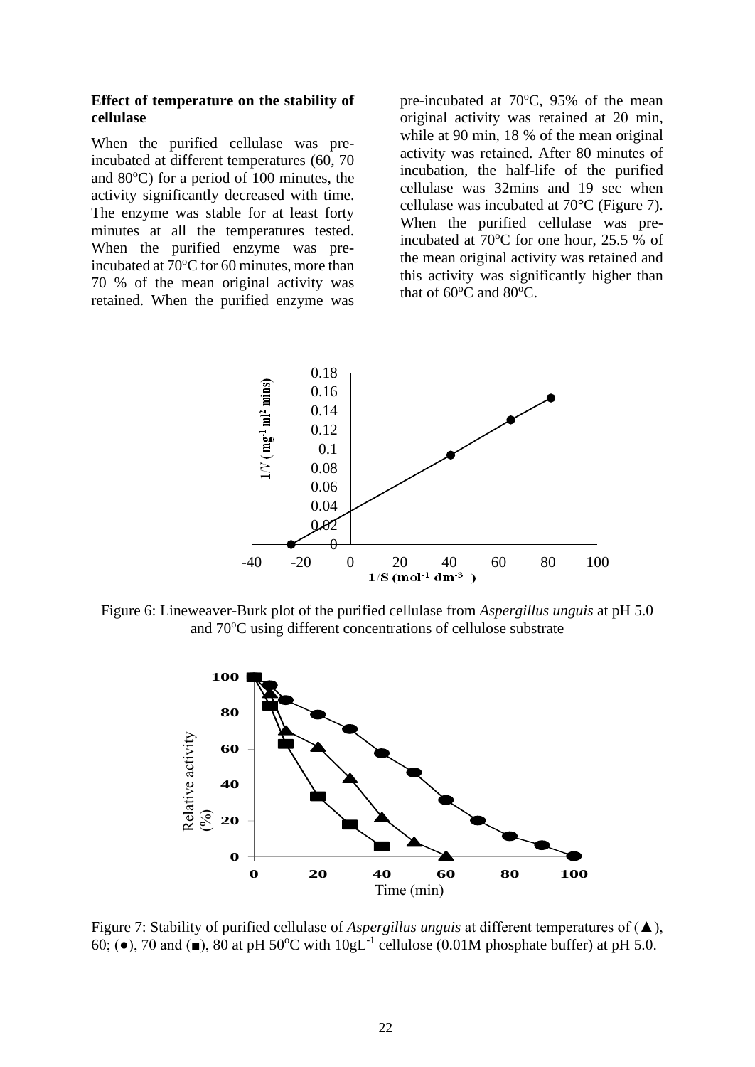### Effect of temperature on the stability of cellulase

When the purified cellulase was pre-incubated at different temperatures (60, 70 and 80°C) for a period of 100 minutes, the activity significantly decreased with time. The enzyme was stable for at least forty minutes at all the temperatures tested. When the purified enzyme was pre-incubated at 70°C for 60 minutes, more than 70 % of the mean original activity was retained. When the purified enzyme was pre-incubated at 70°C, 95% of the mean original activity was retained at 20 min, while at 90 min, 18 % of the mean original activity was retained. After 80 minutes of incubation, the half-life of the purified cellulase was 32mins and 19 sec when cellulase was incubated at 70°C (Figure 7). When the purified cellulase was pre-incubated at 70°C for one hour, 25.5 % of the mean original activity was retained and this activity was significantly higher than that of 60°C and 80°C.

Figure 6: Lineweaver-Burk plot of the purified cellulase from *Aspergillus unguis* at pH 5.0 and 70°C using different concentrations of cellulose substrate

Figure 7: Stability of purified cellulase of *Aspergillus unguis* at different temperatures of (▲), 60; (●), 70 and (■), 80 at pH 50°C with $10gL^{-1}$ cellulose (0.01M phosphate buffer) at pH 5.0.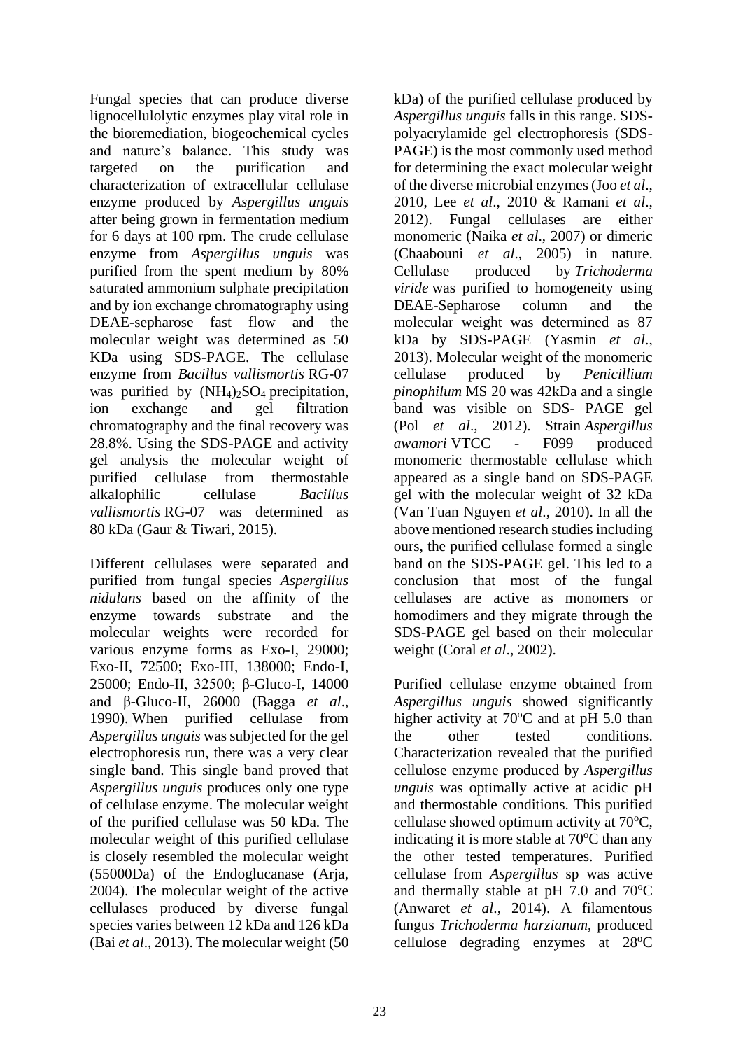Fungal species that can produce diverse lignocellulolytic enzymes play vital role in the bioremediation, biogeochemical cycles and nature's balance. This study was targeted on the purification and characterization of extracellular cellulase enzyme produced by *Aspergillus unguis* after being grown in fermentation medium for 6 days at 100 rpm. The crude cellulase enzyme from *Aspergillus unguis* was purified from the spent medium by 80% saturated ammonium sulphate precipitation and by ion exchange chromatography using DEAE-sepharose fast flow and the molecular weight was determined as 50 KDa using SDS-PAGE. The cellulase enzyme from *Bacillus vallismortis* RG-07 was purified by $(NH_4)_2SO_4$ precipitation, ion exchange and gel filtration chromatography and the final recovery was 28.8%. Using the SDS-PAGE and activity gel analysis the molecular weight of purified cellulase from thermostable alkalophilic cellulase *Bacillus vallismortis* RG-07 was determined as 80 kDa (Gaur & Tiwari, 2015).

Different cellulases were separated and purified from fungal species *Aspergillus nidulans* based on the affinity of the enzyme towards substrate and the molecular weights were recorded for various enzyme forms as Exo-I, 29000; Exo-II, 72500; Exo-III, 138000; Endo-I, 25000; Endo-II, 32500; β-Gluco-I, 14000 and β-Gluco-II, 26000 (Bagga *et al*., 1990). When purified cellulase from *Aspergillus unguis* was subjected for the gel electrophoresis run, there was a very clear single band. This single band proved that *Aspergillus unguis* produces only one type of cellulase enzyme. The molecular weight of the purified cellulase was 50 kDa. The molecular weight of this purified cellulase is closely resembled the molecular weight (55000Da) of the Endoglucanase (Arja, 2004). The molecular weight of the active cellulases produced by diverse fungal species varies between 12 kDa and 126 kDa (Bai *et al*., 2013). The molecular weight (50 kDa) of the purified cellulase produced by *Aspergillus unguis* falls in this range. SDS-polyacrylamide gel electrophoresis (SDS-PAGE) is the most commonly used method for determining the exact molecular weight of the diverse microbial enzymes (Joo *et al*., 2010, Lee *et al*., 2010 & Ramani *et al*., 2012). Fungal cellulases are either monomeric (Naika *et al*., 2007) or dimeric (Chaabouni *et al*., 2005) in nature. Cellulase produced by *Trichoderma viride* was purified to homogeneity using DEAE-Sepharose column and the molecular weight was determined as 87 kDa by SDS-PAGE (Yasmin *et al*., 2013). Molecular weight of the monomeric cellulase produced by *Penicillium pinophilum* MS 20 was 42kDa and a single band was visible on SDS- PAGE gel (Pol *et al*., 2012). Strain *Aspergillus awamori* VTCC - F099 produced monomeric thermostable cellulase which appeared as a single band on SDS-PAGE gel with the molecular weight of 32 kDa (Van Tuan Nguyen *et al*., 2010). In all the above mentioned research studies including ours, the purified cellulase formed a single band on the SDS-PAGE gel. This led to a conclusion that most of the fungal cellulases are active as monomers or homodimers and they migrate through the SDS-PAGE gel based on their molecular weight (Coral *et al*., 2002).

Purified cellulase enzyme obtained from *Aspergillus unguis* showed significantly higher activity at 70°C and at pH 5.0 than the other tested conditions. Characterization revealed that the purified cellulose enzyme produced by *Aspergillus unguis* was optimally active at acidic pH and thermostable conditions. This purified cellulase showed optimum activity at 70°C, indicating it is more stable at 70°C than any the other tested temperatures. Purified cellulase from *Aspergillus* sp was active and thermally stable at pH 7.0 and 70°C (Anwaret *et al*., 2014). A filamentous fungus *Trichoderma harzianum*, produced cellulose degrading enzymes at 28°C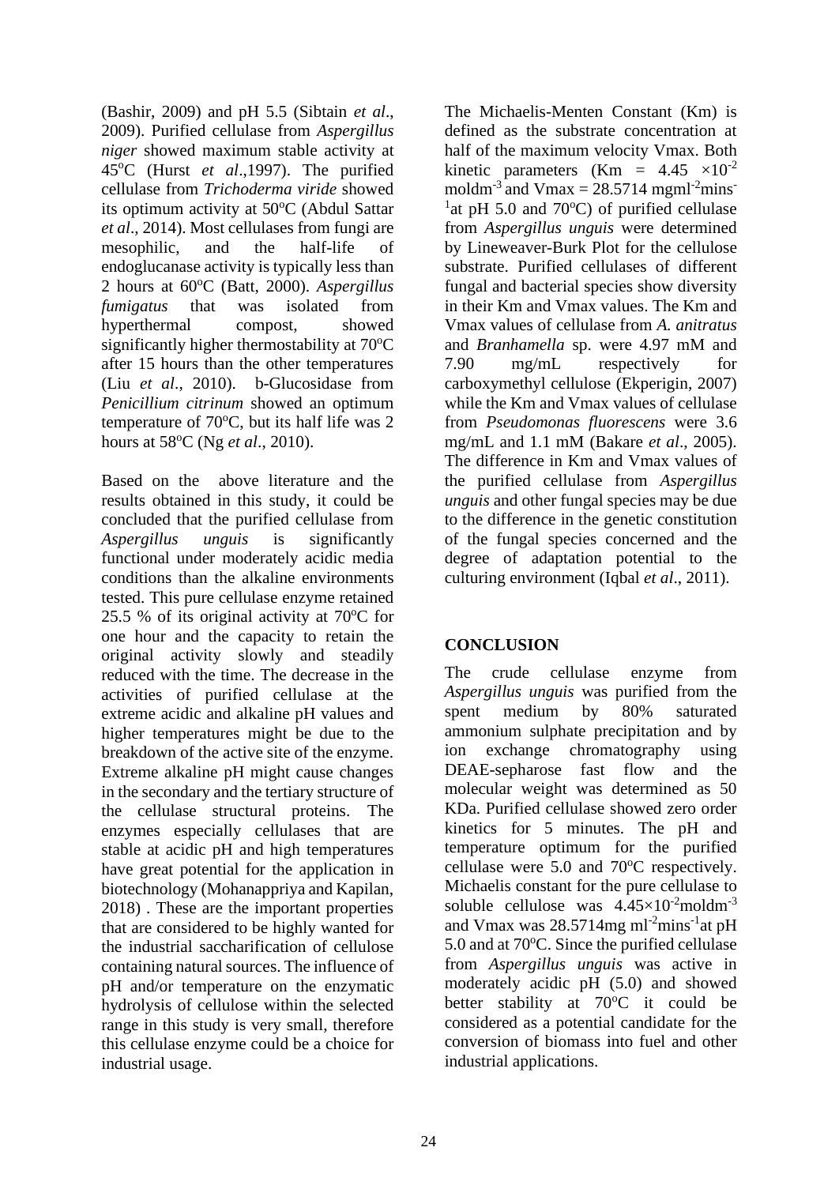(Bashir, 2009) and pH 5.5 (Sibtain *et al*., 2009). Purified cellulase from *Aspergillus niger* showed maximum stable activity at 45°C (Hurst *et al*.,1997). The purified cellulase from *Trichoderma viride* showed its optimum activity at 50°C (Abdul Sattar *et al*., 2014). Most cellulases from fungi are mesophilic, and the half-life of endoglucanase activity is typically less than 2 hours at 60°C (Batt, 2000). *Aspergillus fumigatus* that was isolated from hyperthermal compost, showed significantly higher thermostability at 70°C after 15 hours than the other temperatures (Liu *et al*., 2010). b-Glucosidase from *Penicillium citrinum* showed an optimum temperature of 70°C, but its half life was 2 hours at 58°C (Ng *et al*., 2010).

Based on the above literature and the results obtained in this study, it could be concluded that the purified cellulase from *Aspergillus unguis* is significantly functional under moderately acidic media conditions than the alkaline environments tested. This pure cellulase enzyme retained 25.5 % of its original activity at 70°C for one hour and the capacity to retain the original activity slowly and steadily reduced with the time. The decrease in the activities of purified cellulase at the extreme acidic and alkaline pH values and higher temperatures might be due to the breakdown of the active site of the enzyme. Extreme alkaline pH might cause changes in the secondary and the tertiary structure of the cellulase structural proteins. The enzymes especially cellulases that are stable at acidic pH and high temperatures have great potential for the application in biotechnology (Mohanappriya and Kapilan, 2018) . These are the important properties that are considered to be highly wanted for the industrial saccharification of cellulose containing natural sources. The influence of pH and/or temperature on the enzymatic hydrolysis of cellulose within the selected range in this study is very small, therefore this cellulase enzyme could be a choice for industrial usage.

The Michaelis-Menten Constant (Km) is defined as the substrate concentration at half of the maximum velocity Vmax. Both kinetic parameters (Km = $4.45 \times 10^{-2}$ $\text{moldm}^{-3}$ and Vmax = 28.5714 $\text{mgml}^{-2}\text{mins}^{-1}$at pH 5.0 and 70°C) of purified cellulase from *Aspergillus unguis* were determined by Lineweaver-Burk Plot for the cellulose substrate. Purified cellulases of different fungal and bacterial species show diversity in their Km and Vmax values. The Km and Vmax values of cellulase from *A. anitratus* and *Branhamella* sp. were 4.97 mM and 7.90 mg/mL respectively for carboxymethyl cellulose (Ekperigin, 2007) while the Km and Vmax values of cellulase from *Pseudomonas fluorescens* were 3.6 mg/mL and 1.1 mM (Bakare *et al*., 2005). The difference in Km and Vmax values of the purified cellulase from *Aspergillus unguis* and other fungal species may be due to the difference in the genetic constitution of the fungal species concerned and the degree of adaptation potential to the culturing environment (Iqbal *et al*., 2011).

## CONCLUSION

The crude cellulase enzyme from *Aspergillus unguis* was purified from the spent medium by 80% saturated ammonium sulphate precipitation and by ion exchange chromatography using DEAE-sepharose fast flow and the molecular weight was determined as 50 KDa. Purified cellulase showed zero order kinetics for 5 minutes. The pH and temperature optimum for the purified cellulase were 5.0 and 70°C respectively. Michaelis constant for the pure cellulase to soluble cellulose was $4.45 \times 10^{-2}\text{moldm}^{-3}$ and Vmax was 28.5714mg $\text{ml}^{-2}\text{mins}^{-1}$at pH 5.0 and at 70°C. Since the purified cellulase from *Aspergillus unguis* was active in moderately acidic pH (5.0) and showed better stability at 70°C it could be considered as a potential candidate for the conversion of biomass into fuel and other industrial applications.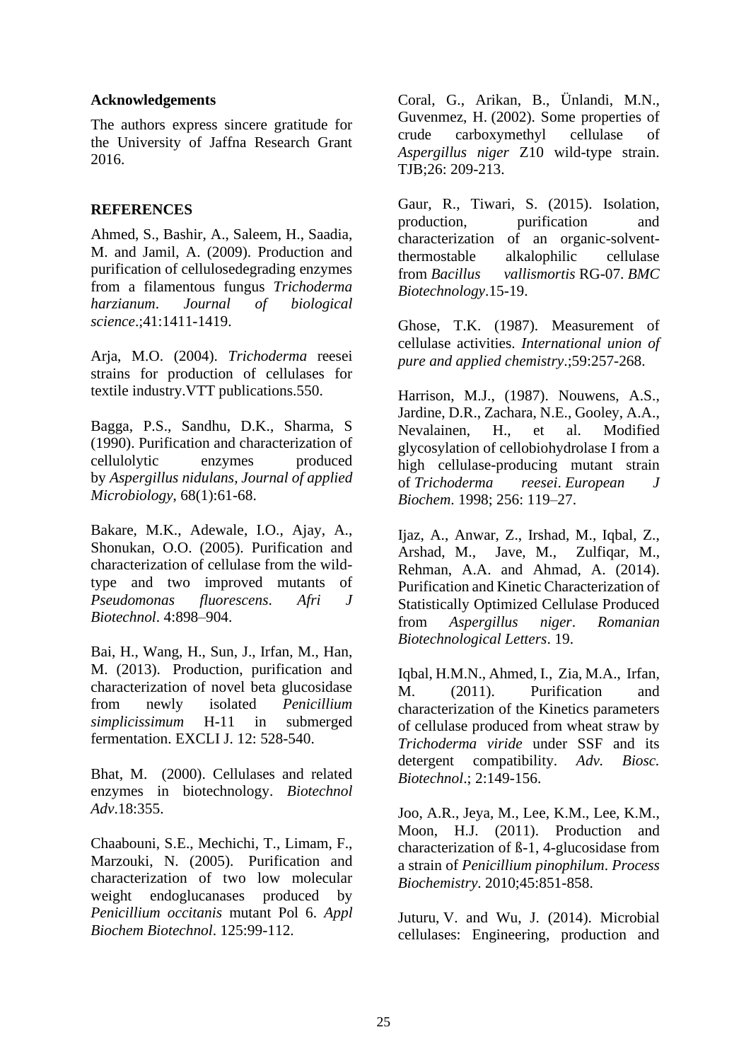**Acknowledgements**

The authors express sincere gratitude for the University of Jaffna Research Grant 2016.

**REFERENCES**

Ahmed, S., Bashir, A., Saleem, H., Saadia, M. and Jamil, A. (2009). Production and purification of cellulosedegrading enzymes from a filamentous fungus *Trichoderma harzianum*. *Journal of biological science*.;41:1411-1419.

Arja, M.O. (2004). *Trichoderma* reesei strains for production of cellulases for textile industry.VTT publications.550.

Bagga, P.S., Sandhu, D.K., Sharma, S (1990). Purification and characterization of cellulolytic enzymes produced by *Aspergillus nidulans*, *Journal of applied Microbiology*, 68(1):61-68.

Bakare, M.K., Adewale, I.O., Ajay, A., Shonukan, O.O. (2005). Purification and characterization of cellulase from the wild-type and two improved mutants of *Pseudomonas fluorescens*. *Afri J Biotechnol*. 4:898–904.

Bai, H., Wang, H., Sun, J., Irfan, M., Han, M. (2013). Production, purification and characterization of novel beta glucosidase from newly isolated *Penicillium simplicissimum* H-11 in submerged fermentation. EXCLI J. 12: 528-540.

Bhat, M. (2000). Cellulases and related enzymes in biotechnology. *Biotechnol Adv*.18:355.

Chaabouni, S.E., Mechichi, T., Limam, F., Marzouki, N. (2005). Purification and characterization of two low molecular weight endoglucanases produced by *Penicillium occitanis* mutant Pol 6. *Appl Biochem Biotechnol*. 125:99-112.

Coral, G., Arikan, B., Ünlandi, M.N., Guvenmez, H. (2002). Some properties of crude carboxymethyl cellulase of *Aspergillus niger* Z10 wild-type strain. TJB;26: 209-213.

Gaur, R., Tiwari, S. (2015). Isolation, production, purification and characterization of an organic-solvent-thermostable alkalophilic cellulase from *Bacillus vallismortis* RG-07. *BMC Biotechnology*.15-19.

Ghose, T.K. (1987). Measurement of cellulase activities. *International union of pure and applied chemistry*.;59:257-268.

Harrison, M.J., (1987). Nouwens, A.S., Jardine, D.R., Zachara, N.E., Gooley, A.A., Nevalainen, H., et al. Modified glycosylation of cellobiohydrolase I from a high cellulase-producing mutant strain of *Trichoderma reesei*. *European J Biochem*. 1998; 256: 119–27.

Ijaz, A., Anwar, Z., Irshad, M., Iqbal, Z., Arshad, M., Jave, M., Zulfiqar, M., Rehman, A.A. and Ahmad, A. (2014). Purification and Kinetic Characterization of Statistically Optimized Cellulase Produced from *Aspergillus niger*. *Romanian Biotechnological Letters*. 19.

Iqbal, H.M.N., Ahmed, I., Zia, M.A., Irfan, M. (2011). Purification and characterization of the Kinetics parameters of cellulase produced from wheat straw by *Trichoderma viride* under SSF and its detergent compatibility. *Adv. Biosc. Biotechnol*.; 2:149-156.

Joo, A.R., Jeya, M., Lee, K.M., Lee, K.M., Moon, H.J. (2011). Production and characterization of ß-1, 4-glucosidase from a strain of *Penicillium pinophilum*. *Process Biochemistry*. 2010;45:851-858.

Juturu, V. and Wu, J. (2014). Microbial cellulases: Engineering, production and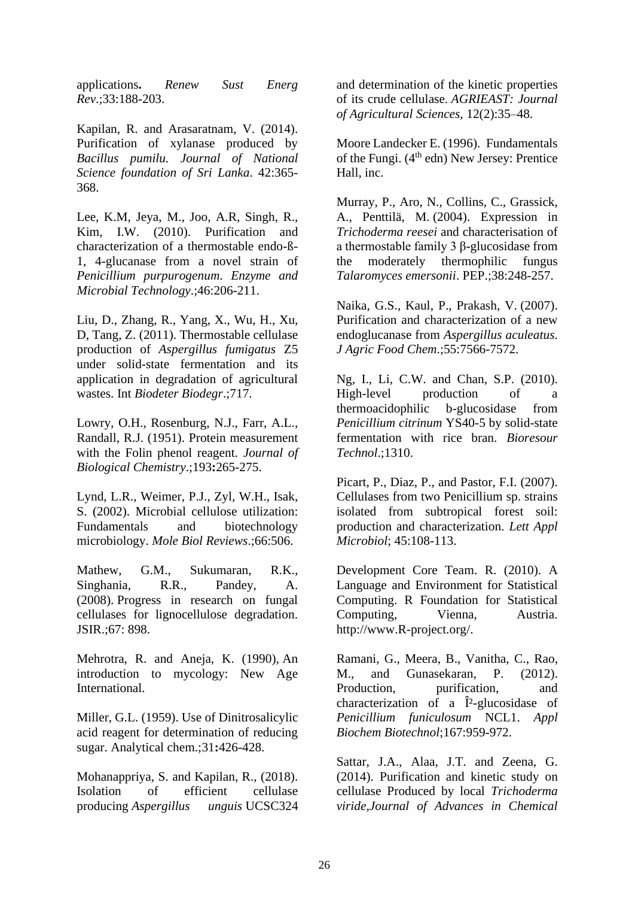applications**.** *Renew Sust Energ Rev*.;33:188-203.

Kapilan, R. and Arasaratnam, V. (2014). Purification of xylanase produced by *Bacillus pumilu. Journal of National Science foundation of Sri Lanka*. 42:365-368.

Lee, K.M, Jeya, M., Joo, A.R, Singh, R., Kim, I.W. (2010). Purification and characterization of a thermostable endo-ß-1, 4-glucanase from a novel strain of *Penicillium purpurogenum*. *Enzyme and Microbial Technology*.;46:206-211.

Liu, D., Zhang, R., Yang, X., Wu, H., Xu, D, Tang, Z. (2011). Thermostable cellulase production of *Aspergillus fumigatus* Z5 under solid-state fermentation and its application in degradation of agricultural wastes. Int *Biodeter Biodegr*.;717.

Lowry, O.H., Rosenburg, N.J., Farr, A.L., Randall, R.J. (1951). Protein measurement with the Folin phenol reagent. *Journal of Biological Chemistry*.;193**:**265-275.

Lynd, L.R., Weimer, P.J., Zyl, W.H., Isak, S. (2002). Microbial cellulose utilization: Fundamentals and biotechnology microbiology. *Mole Biol Reviews*.;66:506.

Mathew, G.M., Sukumaran, R.K., Singhania, R.R., Pandey, A. (2008). Progress in research on fungal cellulases for lignocellulose degradation. JSIR.;67: 898.

Mehrotra, R. and Aneja, K. (1990), An introduction to mycology: New Age International.

Miller, G.L. (1959). Use of Dinitrosalicylic acid reagent for determination of reducing sugar. Analytical chem.;31**:**426-428.

Mohanappriya, S. and Kapilan, R., (2018). Isolation of efficient cellulase producing *Aspergillus unguis* UCSC324 and determination of the kinetic properties of its crude cellulase. *AGRIEAST: Journal of Agricultural Sciences*, 12(2):35–48.

Moore Landecker E. (1996). Fundamentals of the Fungi. (4th edn) New Jersey: Prentice Hall, inc.

Murray, P., Aro, N., Collins, C., Grassick, A., Penttilä, M. (2004). Expression in *Trichoderma reesei* and characterisation of a thermostable family 3 β-glucosidase from the moderately thermophilic fungus *Talaromyces emersonii*. PEP.;38:248-257.

Naika, G.S., Kaul, P., Prakash, V. (2007). Purification and characterization of a new endoglucanase from *Aspergillus aculeatus*. *J Agric Food Chem*.;55:7566-7572.

Ng, I., Li, C.W. and Chan, S.P. (2010). High-level production of a thermoacidophilic b-glucosidase from *Penicillium citrinum* YS40-5 by solid-state fermentation with rice bran. *Bioresour Technol*.;1310.

Picart, P., Diaz, P., and Pastor, F.I. (2007). Cellulases from two Penicillium sp. strains isolated from subtropical forest soil: production and characterization. *Lett Appl Microbiol*; 45:108-113.

Development Core Team. R. (2010). A Language and Environment for Statistical Computing. R Foundation for Statistical Computing, Vienna, Austria. http://www.R-project.org/.

Ramani, G., Meera, B., Vanitha, C., Rao, M., and Gunasekaran, P. (2012). Production, purification, and characterization of a Î²-glucosidase of *Penicillium funiculosum* NCL1. *Appl Biochem Biotechnol*;167:959-972.

Sattar, J.A., Alaa, J.T. and Zeena, G. (2014). Purification and kinetic study on cellulase Produced by local *Trichoderma viride*,*Journal of Advances in Chemical*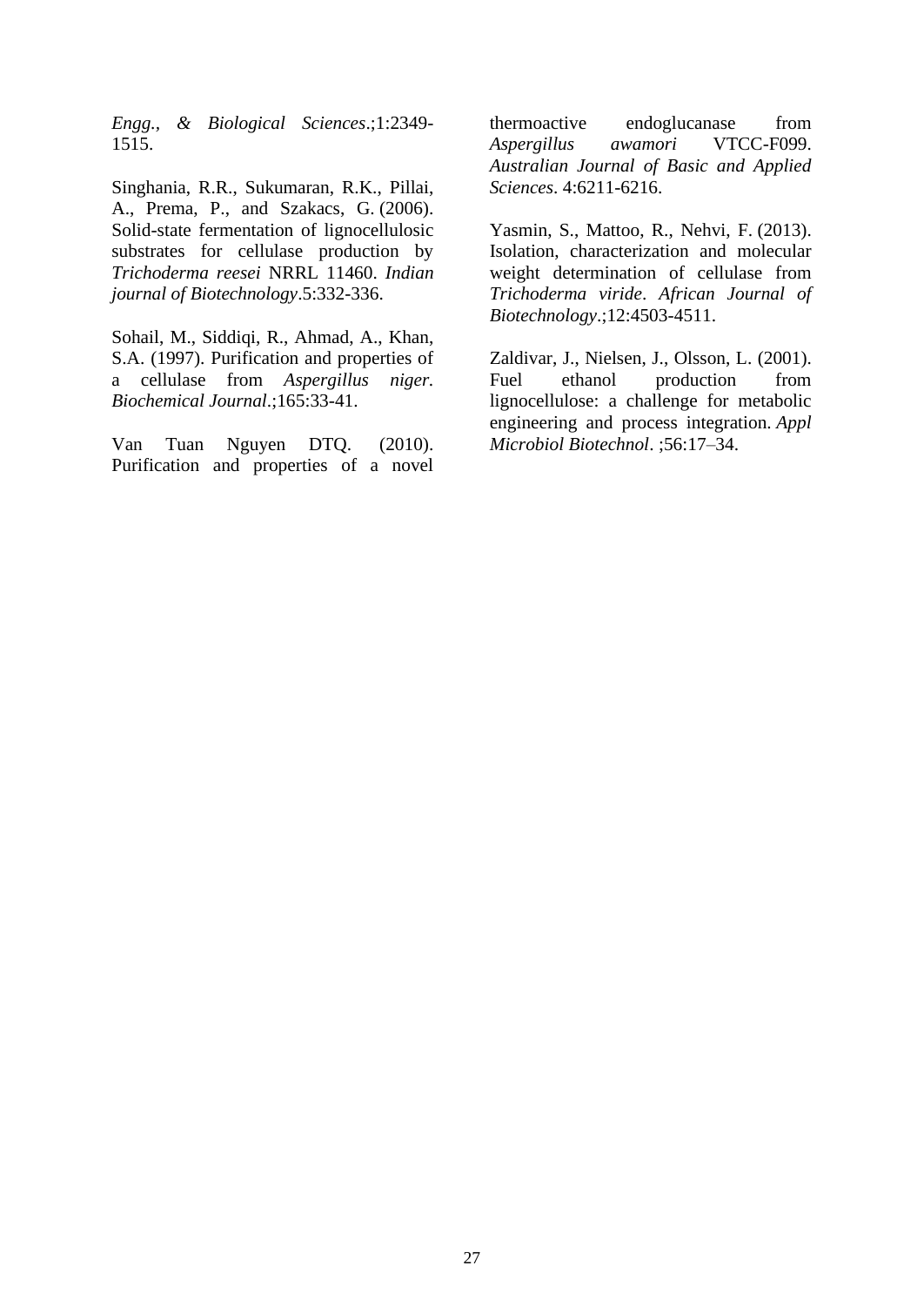*Engg., & Biological Sciences*.;1:2349-1515.

Singhania, R.R., Sukumaran, R.K., Pillai, A., Prema, P., and Szakacs, G. (2006). Solid-state fermentation of lignocellulosic substrates for cellulase production by *Trichoderma reesei* NRRL 11460. *Indian journal of Biotechnology*.5:332-336.

Sohail, M., Siddiqi, R., Ahmad, A., Khan, S.A. (1997). Purification and properties of a cellulase from *Aspergillus niger. Biochemical Journal*.;165:33-41.

Van Tuan Nguyen DTQ. (2010). Purification and properties of a novel thermoactive endoglucanase from *Aspergillus awamori* VTCC-F099. *Australian Journal of Basic and Applied Sciences*. 4:6211-6216.

Yasmin, S., Mattoo, R., Nehvi, F. (2013). Isolation, characterization and molecular weight determination of cellulase from *Trichoderma viride*. *African Journal of Biotechnology*.;12:4503-4511.

Zaldivar, J., Nielsen, J., Olsson, L. (2001). Fuel ethanol production from lignocellulose: a challenge for metabolic engineering and process integration. *Appl Microbiol Biotechnol*. ;56:17–34.